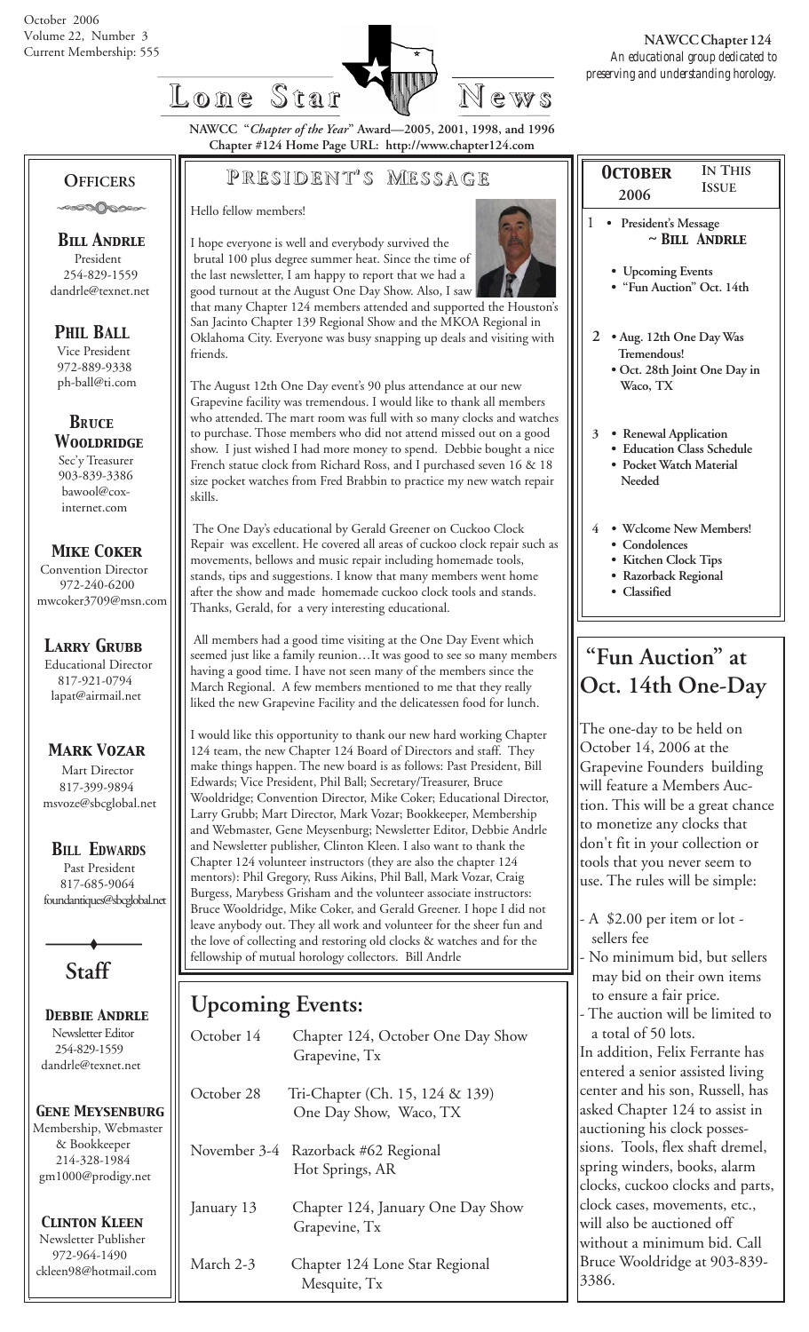October 2006
Volume 22, Number 3
Current Membership: 555

# Lone Star News

**NAWCC Chapter 124**
*An educational group dedicated to preserving and understanding horology.*

**NAWCC "*Chapter of the Year*" Award—2005, 2001, 1998, and 1996**
**Chapter #124 Home Page URL: http://www.chapter124.com**

## Officers

**Bill Andrle**
President
254-829-1559
dandrle@texnet.net

**Phil Ball**
Vice President
972-889-9338
ph-ball@ti.com

**Bruce Wooldridge**
Sec'y Treasurer
903-839-3386
bawool@cox-internet.com

**Mike Coker**
Convention Director
972-240-6200
mwcoker3709@msn.com

**Larry Grubb**
Educational Director
817-921-0794
lapat@airmail.net

**Mark Vozar**
Mart Director
817-399-9894
msvoze@sbcglobal.net

**Bill Edwards**
Past President
817-685-9064
foundantiques@sbcglobal.net

## Staff

**Debbie Andrle**
Newsletter Editor
254-829-1559
dandrle@texnet.net

**Gene Meysenburg**
Membership, Webmaster & Bookkeeper
214-328-1984
gm1000@prodigy.net

**Clinton Kleen**
Newsletter Publisher
972-964-1490
ckleen98@hotmail.com

## President's Message

Hello fellow members!

I hope everyone is well and everybody survived the brutal 100 plus degree summer heat. Since the time of the last newsletter, I am happy to report that we had a good turnout at the August One Day Show. Also, I saw that many Chapter 124 members attended and supported the Houston's San Jacinto Chapter 139 Regional Show and the MKOA Regional in Oklahoma City. Everyone was busy snapping up deals and visiting with friends.

The August 12th One Day event's 90 plus attendance at our new Grapevine facility was tremendous. I would like to thank all members who attended. The mart room was full with so many clocks and watches to purchase. Those members who did not attend missed out on a good show. I just wished I had more money to spend. Debbie bought a nice French statue clock from Richard Ross, and I purchased seven 16 & 18 size pocket watches from Fred Brabbin to practice my new watch repair skills.

The One Day's educational by Gerald Greener on Cuckoo Clock Repair was excellent. He covered all areas of cuckoo clock repair such as movements, bellows and music repair including homemade tools, stands, tips and suggestions. I know that many members went home after the show and made homemade cuckoo clock tools and stands. Thanks, Gerald, for a very interesting educational.

All members had a good time visiting at the One Day Event which seemed just like a family reunion…It was good to see so many members having a good time. I have not seen many of the members since the March Regional. A few members mentioned to me that they really liked the new Grapevine Facility and the delicatessen food for lunch.

I would like this opportunity to thank our new hard working Chapter 124 team, the new Chapter 124 Board of Directors and staff. They make things happen. The new board is as follows: Past President, Bill Edwards; Vice President, Phil Ball; Secretary/Treasurer, Bruce Wooldridge; Convention Director, Mike Coker; Educational Director, Larry Grubb; Mart Director, Mark Vozar; Bookkeeper, Membership and Webmaster, Gene Meysenburg; Newsletter Editor, Debbie Andrle and Newsletter publisher, Clinton Kleen. I also want to thank the Chapter 124 volunteer instructors (they are also the chapter 124 mentors): Phil Gregory, Russ Aikins, Phil Ball, Mark Vozar, Craig Burgess, Marybess Grisham and the volunteer associate instructors: Bruce Wooldridge, Mike Coker, and Gerald Greener. I hope I did not leave anybody out. They all work and volunteer for the sheer fun and the love of collecting and restoring old clocks & watches and for the fellowship of mutual horology collectors. Bill Andrle

## Upcoming Events:

| | |
|---|---|
| October 14 | Chapter 124, October One Day Show Grapevine, Tx |
| October 28 | Tri-Chapter (Ch. 15, 124 & 139) One Day Show, Waco, TX |
| November 3-4 | Razorback #62 Regional Hot Springs, AR |
| January 13 | Chapter 124, January One Day Show Grapevine, Tx |
| March 2-3 | Chapter 124 Lone Star Regional Mesquite, Tx |

## October 2006 — In This Issue

1. • President's Message ~ **Bill Andrle**
   • Upcoming Events
   • "Fun Auction" Oct. 14th
2. • Aug. 12th One Day Was Tremendous!
   • Oct. 28th Joint One Day in Waco, TX
3. • Renewal Application
   • Education Class Schedule
   • Pocket Watch Material Needed
4. • Wclcome New Members!
   • Condolences
   • Kitchen Clock Tips
   • Razorback Regional
   • Classified

## "Fun Auction" at Oct. 14th One-Day

The one-day to be held on October 14, 2006 at the Grapevine Founders building will feature a Members Auction. This will be a great chance to monetize any clocks that don't fit in your collection or tools that you never seem to use. The rules will be simple:

- A $2.00 per item or lot - sellers fee
- No minimum bid, but sellers may bid on their own items to ensure a fair price.
- The auction will be limited to a total of 50 lots.

In addition, Felix Ferrante has entered a senior assisted living center and his son, Russell, has asked Chapter 124 to assist in auctioning his clock possessions. Tools, flex shaft dremel, spring winders, books, alarm clocks, cuckoo clocks and parts, clock cases, movements, etc., will also be auctioned off without a minimum bid. Call Bruce Wooldridge at 903-839-3386.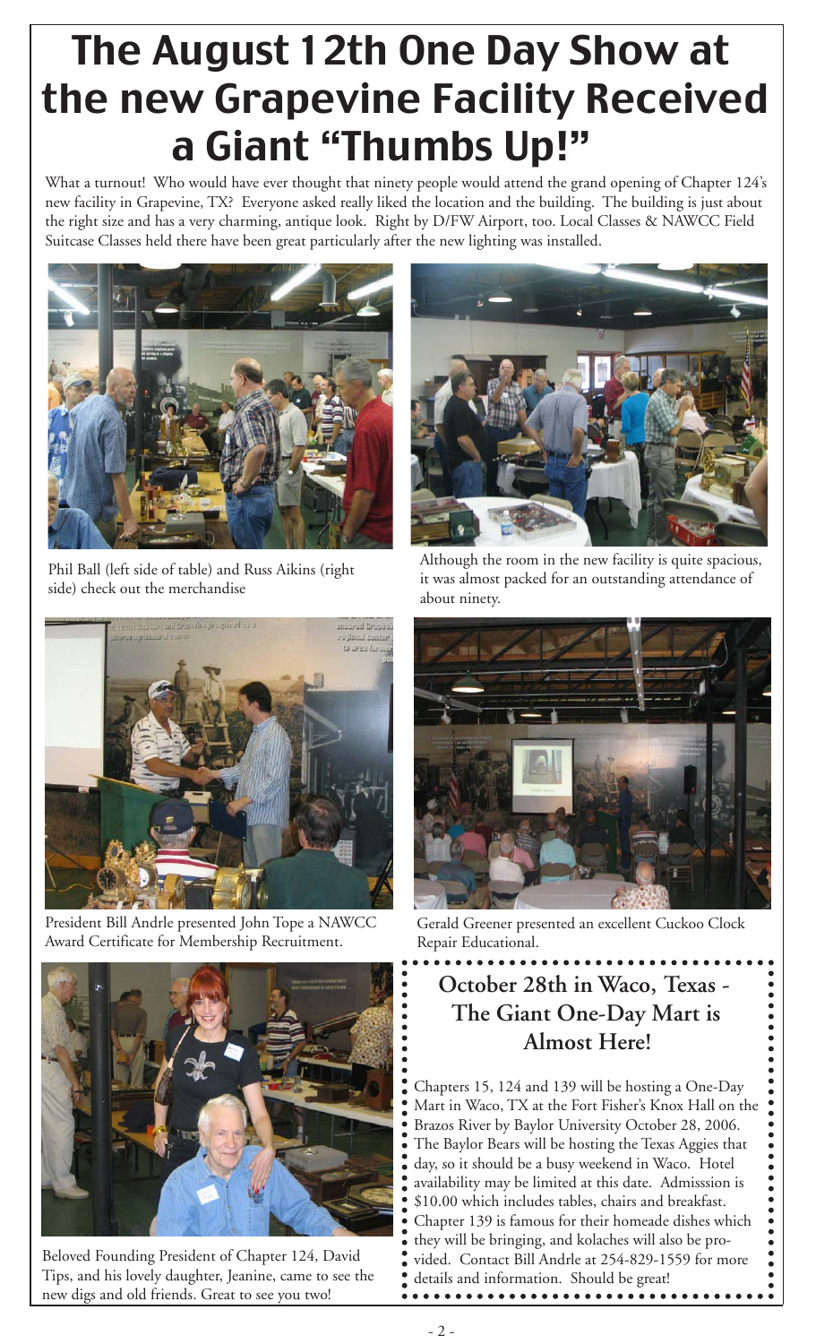# The August 12th One Day Show at the new Grapevine Facility Received a Giant "Thumbs Up!"

What a turnout! Who would have ever thought that ninety people would attend the grand opening of Chapter 124's new facility in Grapevine, TX? Everyone asked really liked the location and the building. The building is just about the right size and has a very charming, antique look. Right by D/FW Airport, too. Local Classes & NAWCC Field Suitcase Classes held there have been great particularly after the new lighting was installed.

Phil Ball (left side of table) and Russ Aikins (right side) check out the merchandise

Although the room in the new facility is quite spacious, it was almost packed for an outstanding attendance of about ninety.

President Bill Andrle presented John Tope a NAWCC Award Certificate for Membership Recruitment.

Gerald Greener presented an excellent Cuckoo Clock Repair Educational.

Beloved Founding President of Chapter 124, David Tips, and his lovely daughter, Jeanine, came to see the new digs and old friends. Great to see you two!

## October 28th in Waco, Texas - The Giant One-Day Mart is Almost Here!

Chapters 15, 124 and 139 will be hosting a One-Day Mart in Waco, TX at the Fort Fisher's Knox Hall on the Brazos River by Baylor University October 28, 2006. The Baylor Bears will be hosting the Texas Aggies that day, so it should be a busy weekend in Waco. Hotel availability may be limited at this date. Admisssion is $10.00 which includes tables, chairs and breakfast. Chapter 139 is famous for their homeade dishes which they will be bringing, and kolaches will also be provided. Contact Bill Andrle at 254-829-1559 for more details and information. Should be great!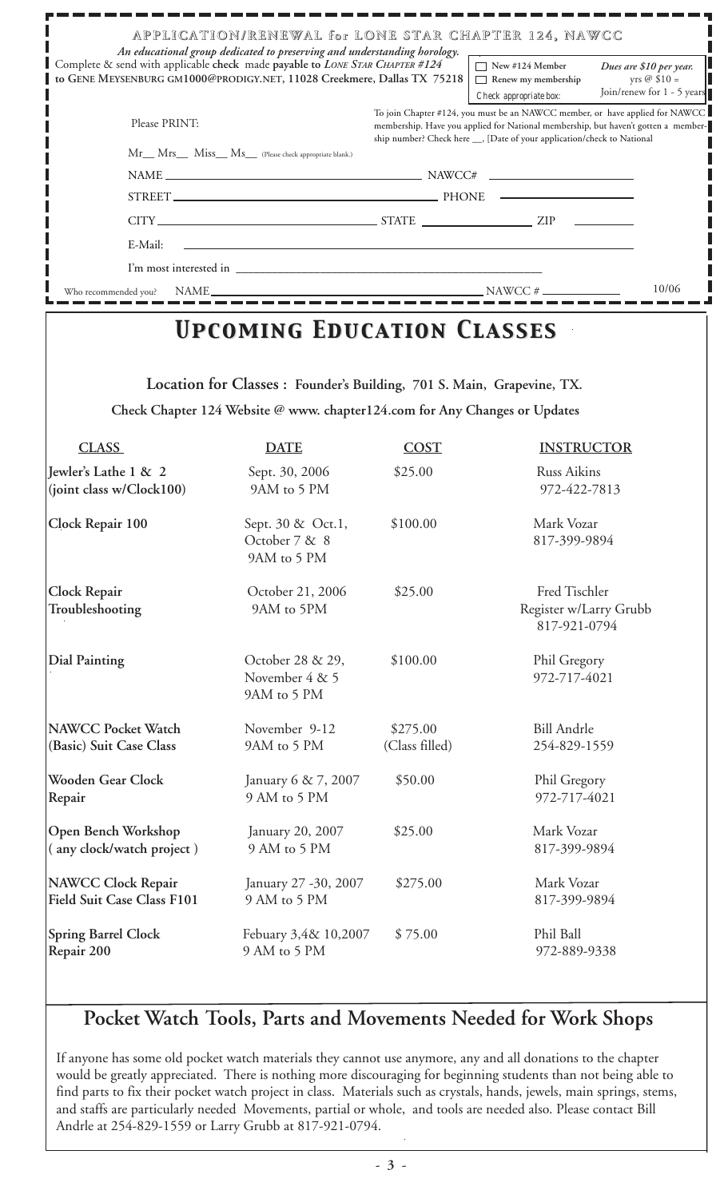## APPLICATION/RENEWAL for LONE STAR CHAPTER 124, NAWCC

*An educational group dedicated to preserving and understanding horology.*

Complete & send with applicable **check** made **payable to** ***LONE STAR CHAPTER #124*** **to GENE MEYSENBURG GM1000@PRODIGY.NET, 11028 Creekmere, Dallas TX 75218**

☐ New #124 Member
☐ Renew my membership
Check appropriate box:

*Dues are $10 per year.* yrs @ $10 = Join/renew for 1 - 5 years

Please PRINT:

To join Chapter #124, you must be an NAWCC member, or have applied for NAWCC membership. Have you applied for National membership, but haven't gotten a membership number? Check here __, [Date of your application/check to National

Mr__ Mrs__ Miss__ Ms__ (Please check appropriate blank.)

NAME ______________________ NAWCC# ______________

STREET ______________________ PHONE ______________

CITY ______________ STATE ______________ ZIP ________

E-Mail: ______________________________________

I'm most interested in ______________________________

Who recommended you? NAME ______________________ NAWCC # ____________ 10/06

# *Upcoming Education Classes*

**Location for Classes : Founder's Building, 701 S. Main, Grapevine, TX.**

**Check Chapter 124 Website @ www. chapter124.com for Any Changes or Updates**

| CLASS | DATE | COST | INSTRUCTOR |
|---|---|---|---|
| **Jewler's Lathe 1 & 2 (joint class w/Clock100)** | Sept. 30, 2006 9AM to 5 PM | $25.00 | Russ Aikins 972-422-7813 |
| **Clock Repair 100** | Sept. 30 & Oct.1, October 7 & 8 9AM to 5 PM | $100.00 | Mark Vozar 817-399-9894 |
| **Clock Repair Troubleshooting** | October 21, 2006 9AM to 5PM | $25.00 | Fred Tischler Register w/Larry Grubb 817-921-0794 |
| **Dial Painting** | October 28 & 29, November 4 & 5 9AM to 5 PM | $100.00 | Phil Gregory 972-717-4021 |
| **NAWCC Pocket Watch (Basic) Suit Case Class** | November 9-12 9AM to 5 PM | $275.00 (Class filled) | Bill Andrle 254-829-1559 |
| **Wooden Gear Clock Repair** | January 6 & 7, 2007 9 AM to 5 PM | $50.00 | Phil Gregory 972-717-4021 |
| **Open Bench Workshop ( any clock/watch project )** | January 20, 2007 9 AM to 5 PM | $25.00 | Mark Vozar 817-399-9894 |
| **NAWCC Clock Repair Field Suit Case Class F101** | January 27 -30, 2007 9 AM to 5 PM | $275.00 | Mark Vozar 817-399-9894 |
| **Spring Barrel Clock Repair 200** | Febuary 3,4& 10,2007 9 AM to 5 PM | $ 75.00 | Phil Ball 972-889-9338 |

## Pocket Watch Tools, Parts and Movements Needed for Work Shops

If anyone has some old pocket watch materials they cannot use anymore, any and all donations to the chapter would be greatly appreciated. There is nothing more discouraging for beginning students than not being able to find parts to fix their pocket watch project in class. Materials such as crystals, hands, jewels, main springs, stems, and staffs are particularly needed Movements, partial or whole, and tools are needed also. Please contact Bill Andrle at 254-829-1559 or Larry Grubb at 817-921-0794.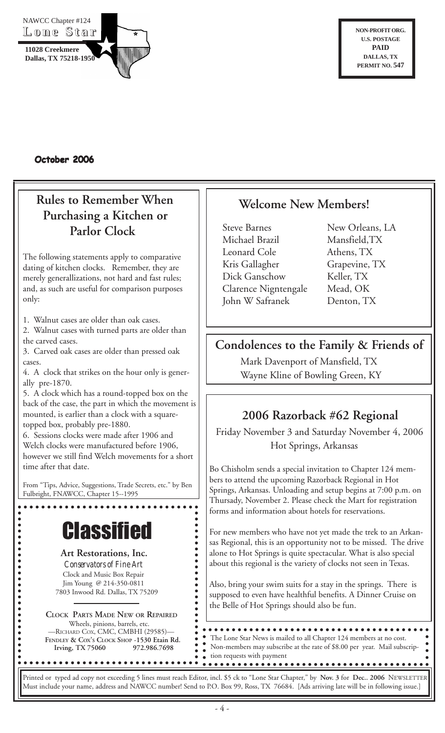NAWCC Chapter #124
Lone Star
11028 Creekmere
Dallas, TX 75218-1950

NON-PROFIT ORG.
U.S. POSTAGE
PAID
DALLAS, TX
PERMIT NO. 547

**October 2006**

## Rules to Remember When Purchasing a Kitchen or Parlor Clock

The following statements apply to comparative dating of kitchen clocks. Remember, they are merely generallizations, not hard and fast rules; and, as such are useful for comparison purposes only:

1. Walnut cases are older than oak cases.
2. Walnut cases with turned parts are older than the carved cases.
3. Carved oak cases are older than pressed oak cases.
4. A clock that strikes on the hour only is generally pre-1870.
5. A clock which has a round-topped box on the back of the case, the part in which the movement is mounted, is earlier than a clock with a square-topped box, probably pre-1880.
6. Sessions clocks were made after 1906 and Welch clocks were manufactured before 1906, however we still find Welch movements for a short time after that date.

From "Tips, Advice, Suggestions, Trade Secrets, etc." by Ben Fulbright, FNAWCC, Chapter 15--1995

# Classified

**Art Restorations, Inc.**
*Conservators of Fine Art*
Clock and Music Box Repair
Jim Young @ 214-350-0811
7803 Inwood Rd. Dallas, TX 75209

**CLOCK PARTS MADE NEW OR REPAIRED**
Wheels, pinions, barrels, etc.
—RICHARD COX, CMC, CMBHI (29585)—
**FENDLEY & COX'S CLOCK SHOP -1530 Etain Rd.**
**Irving, TX 75060 972.986.7698**

## Welcome New Members!

| | |
|---|---|
| Steve Barnes | New Orleans, LA |
| Michael Brazil | Mansfield,TX |
| Leonard Cole | Athens, TX |
| Kris Gallagher | Grapevine, TX |
| Dick Ganschow | Keller, TX |
| Clarence Nigntengale | Mead, OK |
| John W Safranek | Denton, TX |

## Condolences to the Family & Friends of

Mark Davenport of Mansfield, TX
Wayne Kline of Bowling Green, KY

## 2006 Razorback #62 Regional

Friday November 3 and Saturday November 4, 2006
Hot Springs, Arkansas

Bo Chisholm sends a special invitation to Chapter 124 members to attend the upcoming Razorback Regional in Hot Springs, Arkansas. Unloading and setup begins at 7:00 p.m. on Thursady, November 2. Please check the Mart for registration forms and information about hotels for reservations.

For new members who have not yet made the trek to an Arkansas Regional, this is an opportunity not to be missed. The drive alone to Hot Springs is quite spectacular. What is also special about this regional is the variety of clocks not seen in Texas.

Also, bring your swim suits for a stay in the springs. There is supposed to even have healthful benefits. A Dinner Cruise on the Belle of Hot Springs should also be fun.

The Lone Star News is mailed to all Chapter 124 members at no cost. Non-members may subscribe at the rate of $8.00 per year. Mail subscription requests with payment

Printed or typed ad copy not exceeding 5 lines must reach Editor, incl. $5 ck to "Lone Star Chapter," by **Nov. 3** for **Dec.. 2006** NEWSLETTER Must include your name, address and NAWCC number! Send to P.O. Box 99, Ross, TX 76684. [Ads arriving late will be in following issue.]